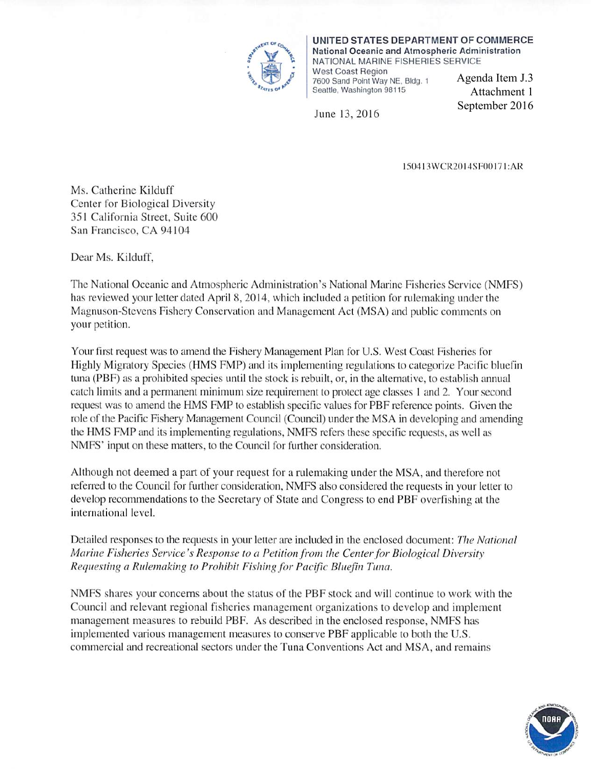**UNITED STATES DEPARTMENT OF COMMERCE**
**National Oceanic and Atmospheric Administration**
NATIONAL MARINE FISHERIES SERVICE
West Coast Region
7600 Sand Point Way NE, Bldg. 1
Seattle, Washington 98115

Agenda Item J.3
Attachment 1
September 2016

June 13, 2016

150413WCR2014SF00171:AR

Ms. Catherine Kilduff
Center for Biological Diversity
351 California Street, Suite 600
San Francisco, CA 94104

Dear Ms. Kilduff,

The National Oceanic and Atmospheric Administration's National Marine Fisheries Service (NMFS) has reviewed your letter dated April 8, 2014, which included a petition for rulemaking under the Magnuson-Stevens Fishery Conservation and Management Act (MSA) and public comments on your petition.

Your first request was to amend the Fishery Management Plan for U.S. West Coast Fisheries for Highly Migratory Species (HMS FMP) and its implementing regulations to categorize Pacific bluefin tuna (PBF) as a prohibited species until the stock is rebuilt, or, in the alternative, to establish annual catch limits and a permanent minimum size requirement to protect age classes 1 and 2. Your second request was to amend the HMS FMP to establish specific values for PBF reference points. Given the role of the Pacific Fishery Management Council (Council) under the MSA in developing and amending the HMS FMP and its implementing regulations, NMFS refers these specific requests, as well as NMFS' input on these matters, to the Council for further consideration.

Although not deemed a part of your request for a rulemaking under the MSA, and therefore not referred to the Council for further consideration, NMFS also considered the requests in your letter to develop recommendations to the Secretary of State and Congress to end PBF overfishing at the international level.

Detailed responses to the requests in your letter are included in the enclosed document: *The National Marine Fisheries Service's Response to a Petition from the Center for Biological Diversity Requesting a Rulemaking to Prohibit Fishing for Pacific Bluefin Tuna.*

NMFS shares your concerns about the status of the PBF stock and will continue to work with the Council and relevant regional fisheries management organizations to develop and implement management measures to rebuild PBF. As described in the enclosed response, NMFS has implemented various management measures to conserve PBF applicable to both the U.S. commercial and recreational sectors under the Tuna Conventions Act and MSA, and remains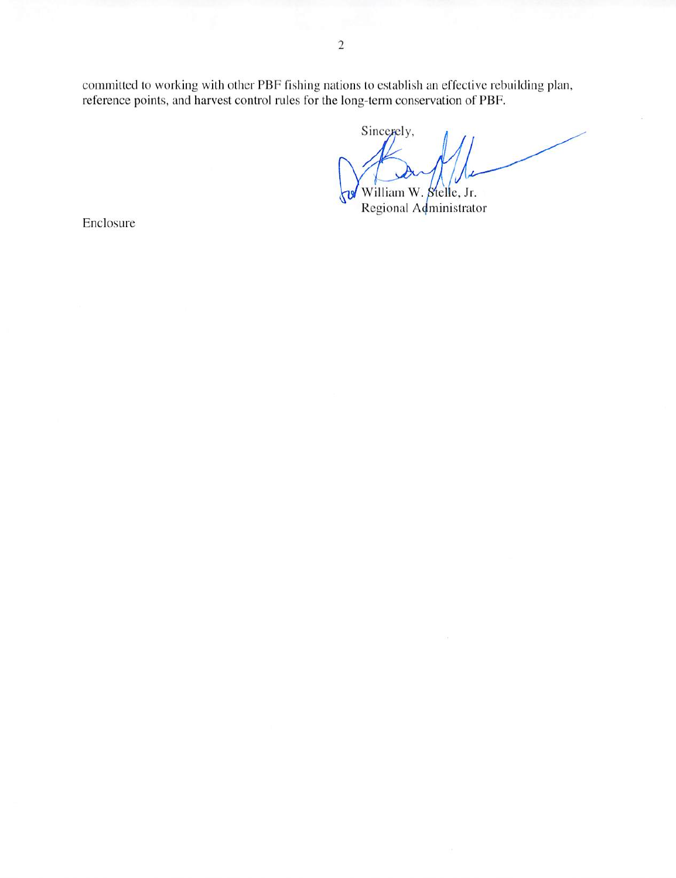committed to working with other PBF fishing nations to establish an effective rebuilding plan, reference points, and harvest control rules for the long-term conservation of PBF.

Sincerely,

for William W. Stelle, Jr.
Regional Administrator

Enclosure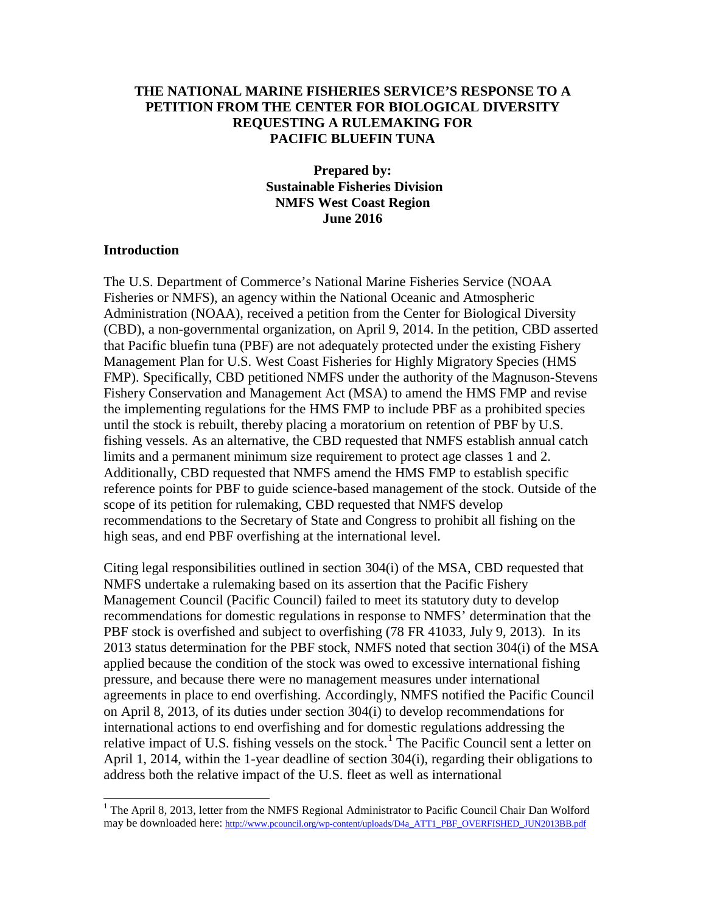# THE NATIONAL MARINE FISHERIES SERVICE'S RESPONSE TO A PETITION FROM THE CENTER FOR BIOLOGICAL DIVERSITY REQUESTING A RULEMAKING FOR PACIFIC BLUEFIN TUNA

**Prepared by:**
**Sustainable Fisheries Division**
**NMFS West Coast Region**
**June 2016**

## Introduction

The U.S. Department of Commerce's National Marine Fisheries Service (NOAA Fisheries or NMFS), an agency within the National Oceanic and Atmospheric Administration (NOAA), received a petition from the Center for Biological Diversity (CBD), a non-governmental organization, on April 9, 2014. In the petition, CBD asserted that Pacific bluefin tuna (PBF) are not adequately protected under the existing Fishery Management Plan for U.S. West Coast Fisheries for Highly Migratory Species (HMS FMP). Specifically, CBD petitioned NMFS under the authority of the Magnuson-Stevens Fishery Conservation and Management Act (MSA) to amend the HMS FMP and revise the implementing regulations for the HMS FMP to include PBF as a prohibited species until the stock is rebuilt, thereby placing a moratorium on retention of PBF by U.S. fishing vessels. As an alternative, the CBD requested that NMFS establish annual catch limits and a permanent minimum size requirement to protect age classes 1 and 2. Additionally, CBD requested that NMFS amend the HMS FMP to establish specific reference points for PBF to guide science-based management of the stock. Outside of the scope of its petition for rulemaking, CBD requested that NMFS develop recommendations to the Secretary of State and Congress to prohibit all fishing on the high seas, and end PBF overfishing at the international level.

Citing legal responsibilities outlined in section 304(i) of the MSA, CBD requested that NMFS undertake a rulemaking based on its assertion that the Pacific Fishery Management Council (Pacific Council) failed to meet its statutory duty to develop recommendations for domestic regulations in response to NMFS' determination that the PBF stock is overfished and subject to overfishing (78 FR 41033, July 9, 2013). In its 2013 status determination for the PBF stock, NMFS noted that section 304(i) of the MSA applied because the condition of the stock was owed to excessive international fishing pressure, and because there were no management measures under international agreements in place to end overfishing. Accordingly, NMFS notified the Pacific Council on April 8, 2013, of its duties under section 304(i) to develop recommendations for international actions to end overfishing and for domestic regulations addressing the relative impact of U.S. fishing vessels on the stock.[1] The Pacific Council sent a letter on April 1, 2014, within the 1-year deadline of section 304(i), regarding their obligations to address both the relative impact of the U.S. fleet as well as international

[1] The April 8, 2013, letter from the NMFS Regional Administrator to Pacific Council Chair Dan Wolford may be downloaded here: http://www.pcouncil.org/wp-content/uploads/D4a_ATT1_PBF_OVERFISHED_JUN2013BB.pdf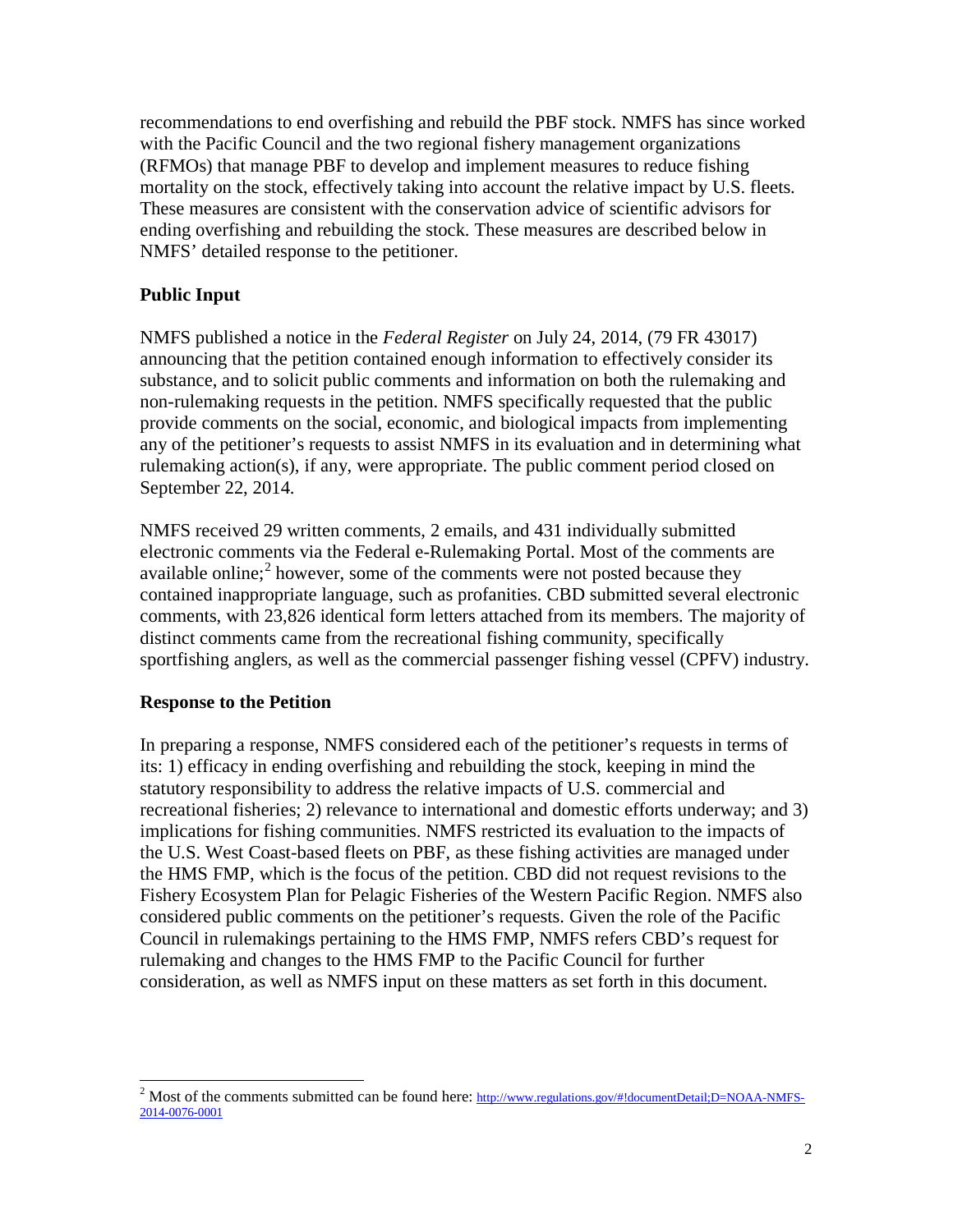recommendations to end overfishing and rebuild the PBF stock. NMFS has since worked with the Pacific Council and the two regional fishery management organizations (RFMOs) that manage PBF to develop and implement measures to reduce fishing mortality on the stock, effectively taking into account the relative impact by U.S. fleets. These measures are consistent with the conservation advice of scientific advisors for ending overfishing and rebuilding the stock. These measures are described below in NMFS' detailed response to the petitioner.

## Public Input

NMFS published a notice in the *Federal Register* on July 24, 2014, (79 FR 43017) announcing that the petition contained enough information to effectively consider its substance, and to solicit public comments and information on both the rulemaking and non-rulemaking requests in the petition. NMFS specifically requested that the public provide comments on the social, economic, and biological impacts from implementing any of the petitioner's requests to assist NMFS in its evaluation and in determining what rulemaking action(s), if any, were appropriate. The public comment period closed on September 22, 2014.

NMFS received 29 written comments, 2 emails, and 431 individually submitted electronic comments via the Federal e-Rulemaking Portal. Most of the comments are available online;[2] however, some of the comments were not posted because they contained inappropriate language, such as profanities. CBD submitted several electronic comments, with 23,826 identical form letters attached from its members. The majority of distinct comments came from the recreational fishing community, specifically sportfishing anglers, as well as the commercial passenger fishing vessel (CPFV) industry.

## Response to the Petition

In preparing a response, NMFS considered each of the petitioner's requests in terms of its: 1) efficacy in ending overfishing and rebuilding the stock, keeping in mind the statutory responsibility to address the relative impacts of U.S. commercial and recreational fisheries; 2) relevance to international and domestic efforts underway; and 3) implications for fishing communities. NMFS restricted its evaluation to the impacts of the U.S. West Coast-based fleets on PBF, as these fishing activities are managed under the HMS FMP, which is the focus of the petition. CBD did not request revisions to the Fishery Ecosystem Plan for Pelagic Fisheries of the Western Pacific Region. NMFS also considered public comments on the petitioner's requests. Given the role of the Pacific Council in rulemakings pertaining to the HMS FMP, NMFS refers CBD's request for rulemaking and changes to the HMS FMP to the Pacific Council for further consideration, as well as NMFS input on these matters as set forth in this document.

[2] Most of the comments submitted can be found here: http://www.regulations.gov/#!documentDetail;D=NOAA-NMFS-2014-0076-0001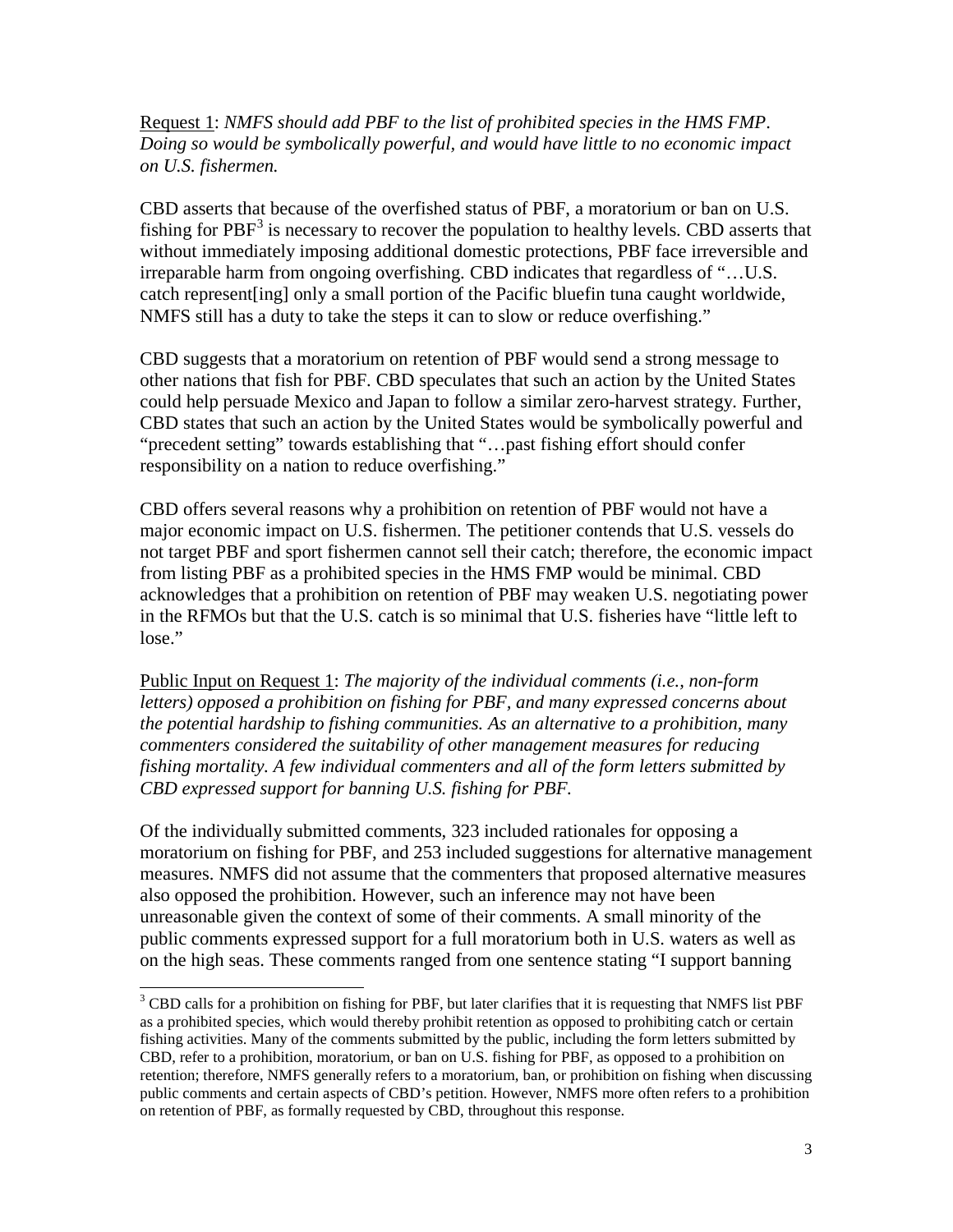Request 1: *NMFS should add PBF to the list of prohibited species in the HMS FMP. Doing so would be symbolically powerful, and would have little to no economic impact on U.S. fishermen.*

CBD asserts that because of the overfished status of PBF, a moratorium or ban on U.S. fishing for PBF[3] is necessary to recover the population to healthy levels. CBD asserts that without immediately imposing additional domestic protections, PBF face irreversible and irreparable harm from ongoing overfishing. CBD indicates that regardless of "…U.S. catch represent[ing] only a small portion of the Pacific bluefin tuna caught worldwide, NMFS still has a duty to take the steps it can to slow or reduce overfishing."

CBD suggests that a moratorium on retention of PBF would send a strong message to other nations that fish for PBF. CBD speculates that such an action by the United States could help persuade Mexico and Japan to follow a similar zero-harvest strategy. Further, CBD states that such an action by the United States would be symbolically powerful and "precedent setting" towards establishing that "…past fishing effort should confer responsibility on a nation to reduce overfishing."

CBD offers several reasons why a prohibition on retention of PBF would not have a major economic impact on U.S. fishermen. The petitioner contends that U.S. vessels do not target PBF and sport fishermen cannot sell their catch; therefore, the economic impact from listing PBF as a prohibited species in the HMS FMP would be minimal. CBD acknowledges that a prohibition on retention of PBF may weaken U.S. negotiating power in the RFMOs but that the U.S. catch is so minimal that U.S. fisheries have "little left to lose."

Public Input on Request 1: *The majority of the individual comments (i.e., non-form letters) opposed a prohibition on fishing for PBF, and many expressed concerns about the potential hardship to fishing communities. As an alternative to a prohibition, many commenters considered the suitability of other management measures for reducing fishing mortality. A few individual commenters and all of the form letters submitted by CBD expressed support for banning U.S. fishing for PBF.*

Of the individually submitted comments, 323 included rationales for opposing a moratorium on fishing for PBF, and 253 included suggestions for alternative management measures. NMFS did not assume that the commenters that proposed alternative measures also opposed the prohibition. However, such an inference may not have been unreasonable given the context of some of their comments. A small minority of the public comments expressed support for a full moratorium both in U.S. waters as well as on the high seas. These comments ranged from one sentence stating "I support banning

[3] CBD calls for a prohibition on fishing for PBF, but later clarifies that it is requesting that NMFS list PBF as a prohibited species, which would thereby prohibit retention as opposed to prohibiting catch or certain fishing activities. Many of the comments submitted by the public, including the form letters submitted by CBD, refer to a prohibition, moratorium, or ban on U.S. fishing for PBF, as opposed to a prohibition on retention; therefore, NMFS generally refers to a moratorium, ban, or prohibition on fishing when discussing public comments and certain aspects of CBD's petition. However, NMFS more often refers to a prohibition on retention of PBF, as formally requested by CBD, throughout this response.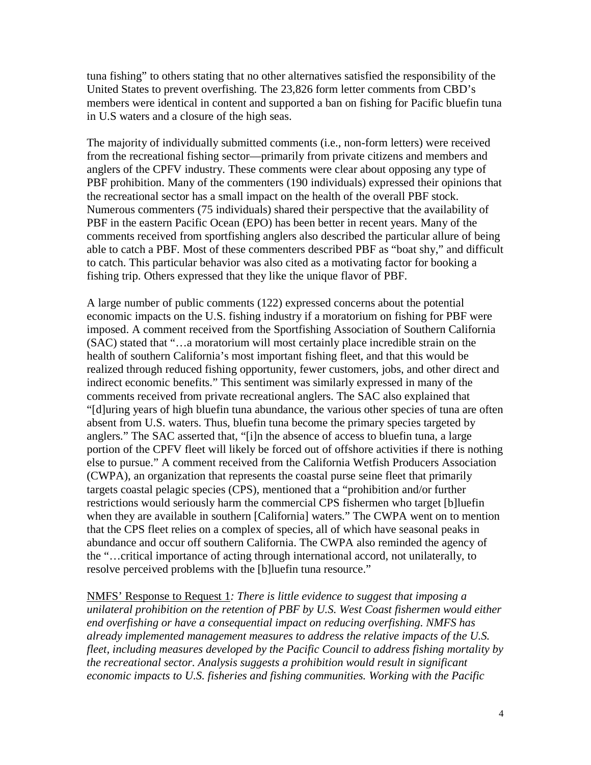tuna fishing" to others stating that no other alternatives satisfied the responsibility of the United States to prevent overfishing. The 23,826 form letter comments from CBD's members were identical in content and supported a ban on fishing for Pacific bluefin tuna in U.S waters and a closure of the high seas.

The majority of individually submitted comments (i.e., non-form letters) were received from the recreational fishing sector—primarily from private citizens and members and anglers of the CPFV industry. These comments were clear about opposing any type of PBF prohibition. Many of the commenters (190 individuals) expressed their opinions that the recreational sector has a small impact on the health of the overall PBF stock. Numerous commenters (75 individuals) shared their perspective that the availability of PBF in the eastern Pacific Ocean (EPO) has been better in recent years. Many of the comments received from sportfishing anglers also described the particular allure of being able to catch a PBF. Most of these commenters described PBF as "boat shy," and difficult to catch. This particular behavior was also cited as a motivating factor for booking a fishing trip. Others expressed that they like the unique flavor of PBF.

A large number of public comments (122) expressed concerns about the potential economic impacts on the U.S. fishing industry if a moratorium on fishing for PBF were imposed. A comment received from the Sportfishing Association of Southern California (SAC) stated that "…a moratorium will most certainly place incredible strain on the health of southern California's most important fishing fleet, and that this would be realized through reduced fishing opportunity, fewer customers, jobs, and other direct and indirect economic benefits." This sentiment was similarly expressed in many of the comments received from private recreational anglers. The SAC also explained that "[d]uring years of high bluefin tuna abundance, the various other species of tuna are often absent from U.S. waters. Thus, bluefin tuna become the primary species targeted by anglers." The SAC asserted that, "[i]n the absence of access to bluefin tuna, a large portion of the CPFV fleet will likely be forced out of offshore activities if there is nothing else to pursue." A comment received from the California Wetfish Producers Association (CWPA), an organization that represents the coastal purse seine fleet that primarily targets coastal pelagic species (CPS), mentioned that a "prohibition and/or further restrictions would seriously harm the commercial CPS fishermen who target [b]luefin when they are available in southern [California] waters." The CWPA went on to mention that the CPS fleet relies on a complex of species, all of which have seasonal peaks in abundance and occur off southern California. The CWPA also reminded the agency of the "…critical importance of acting through international accord, not unilaterally, to resolve perceived problems with the [b]luefin tuna resource."

<u>NMFS' Response to Request 1</u>*: There is little evidence to suggest that imposing a unilateral prohibition on the retention of PBF by U.S. West Coast fishermen would either end overfishing or have a consequential impact on reducing overfishing. NMFS has already implemented management measures to address the relative impacts of the U.S. fleet, including measures developed by the Pacific Council to address fishing mortality by the recreational sector. Analysis suggests a prohibition would result in significant economic impacts to U.S. fisheries and fishing communities. Working with the Pacific*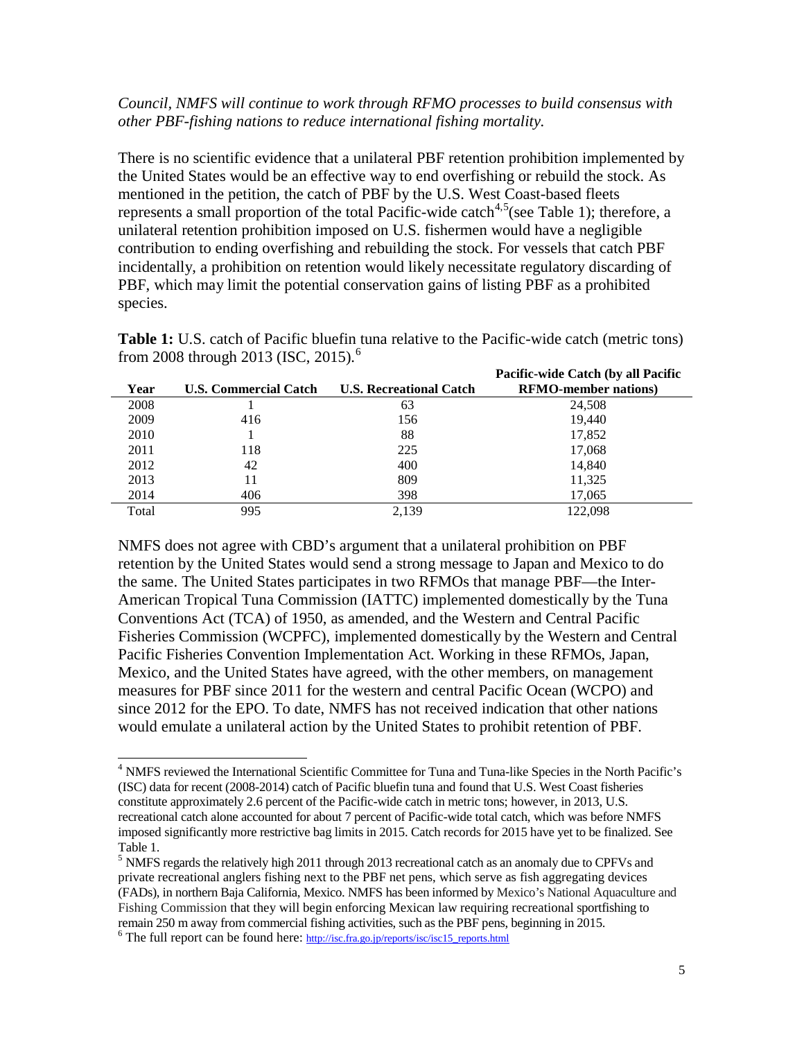*Council, NMFS will continue to work through RFMO processes to build consensus with other PBF-fishing nations to reduce international fishing mortality.*

There is no scientific evidence that a unilateral PBF retention prohibition implemented by the United States would be an effective way to end overfishing or rebuild the stock. As mentioned in the petition, the catch of PBF by the U.S. West Coast-based fleets represents a small proportion of the total Pacific-wide catch[4,5](see Table 1); therefore, a unilateral retention prohibition imposed on U.S. fishermen would have a negligible contribution to ending overfishing and rebuilding the stock. For vessels that catch PBF incidentally, a prohibition on retention would likely necessitate regulatory discarding of PBF, which may limit the potential conservation gains of listing PBF as a prohibited species.

**Table 1:** U.S. catch of Pacific bluefin tuna relative to the Pacific-wide catch (metric tons) from 2008 through 2013 (ISC, 2015).[6]

| Year | U.S. Commercial Catch | U.S. Recreational Catch | Pacific-wide Catch (by all Pacific RFMO-member nations) |
|---|---|---|---|
| 2008 | 1 | 63 | 24,508 |
| 2009 | 416 | 156 | 19,440 |
| 2010 | 1 | 88 | 17,852 |
| 2011 | 118 | 225 | 17,068 |
| 2012 | 42 | 400 | 14,840 |
| 2013 | 11 | 809 | 11,325 |
| 2014 | 406 | 398 | 17,065 |
| Total | 995 | 2,139 | 122,098 |

NMFS does not agree with CBD's argument that a unilateral prohibition on PBF retention by the United States would send a strong message to Japan and Mexico to do the same. The United States participates in two RFMOs that manage PBF—the Inter-American Tropical Tuna Commission (IATTC) implemented domestically by the Tuna Conventions Act (TCA) of 1950, as amended, and the Western and Central Pacific Fisheries Commission (WCPFC), implemented domestically by the Western and Central Pacific Fisheries Convention Implementation Act. Working in these RFMOs, Japan, Mexico, and the United States have agreed, with the other members, on management measures for PBF since 2011 for the western and central Pacific Ocean (WCPO) and since 2012 for the EPO. To date, NMFS has not received indication that other nations would emulate a unilateral action by the United States to prohibit retention of PBF.

---

[4] NMFS reviewed the International Scientific Committee for Tuna and Tuna-like Species in the North Pacific's (ISC) data for recent (2008-2014) catch of Pacific bluefin tuna and found that U.S. West Coast fisheries constitute approximately 2.6 percent of the Pacific-wide catch in metric tons; however, in 2013, U.S. recreational catch alone accounted for about 7 percent of Pacific-wide total catch, which was before NMFS imposed significantly more restrictive bag limits in 2015. Catch records for 2015 have yet to be finalized. See Table 1.

[5] NMFS regards the relatively high 2011 through 2013 recreational catch as an anomaly due to CPFVs and private recreational anglers fishing next to the PBF net pens, which serve as fish aggregating devices (FADs), in northern Baja California, Mexico. NMFS has been informed by Mexico's National Aquaculture and Fishing Commission that they will begin enforcing Mexican law requiring recreational sportfishing to remain 250 m away from commercial fishing activities, such as the PBF pens, beginning in 2015.

[6] The full report can be found here: http://isc.fra.go.jp/reports/isc/isc15_reports.html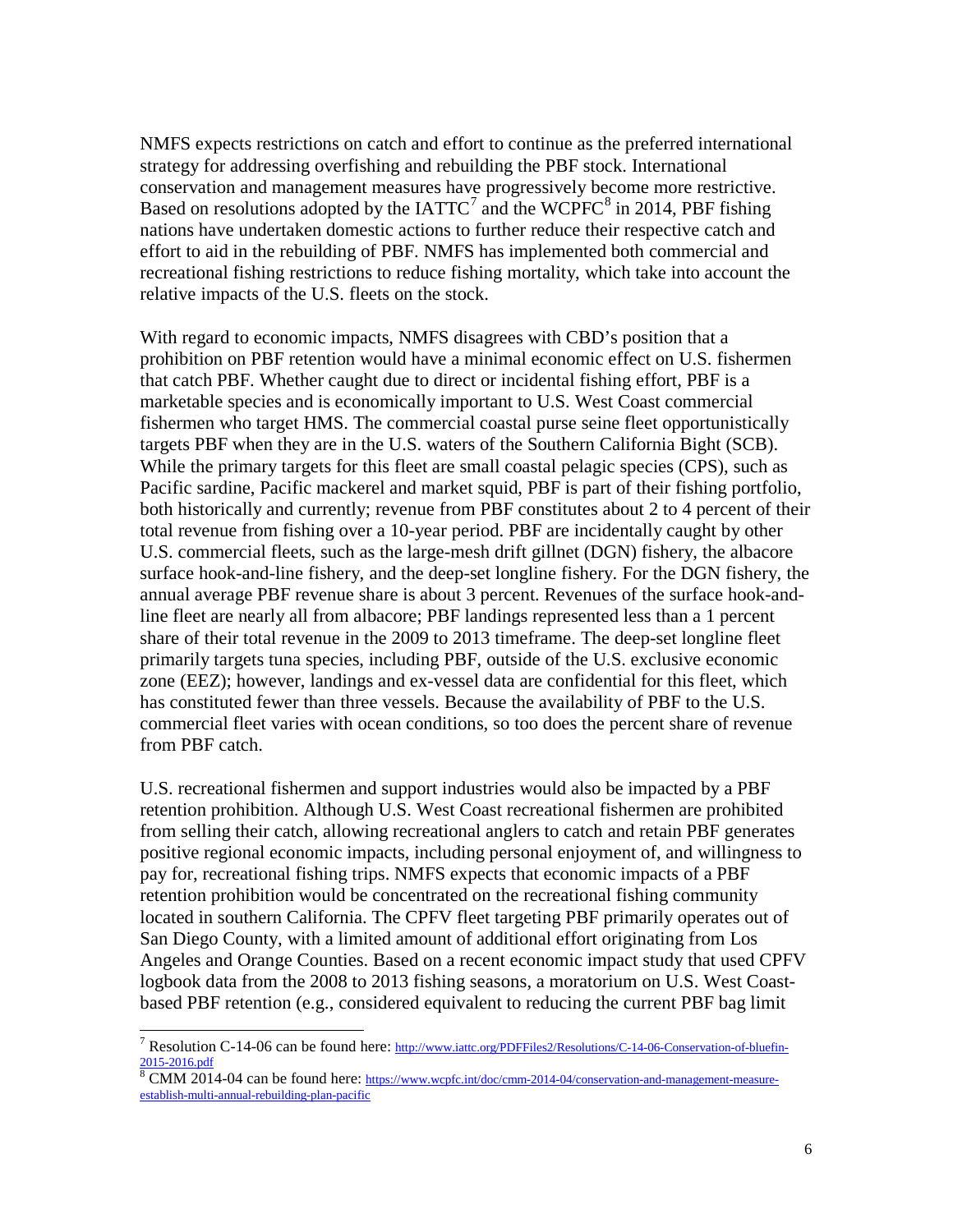NMFS expects restrictions on catch and effort to continue as the preferred international strategy for addressing overfishing and rebuilding the PBF stock. International conservation and management measures have progressively become more restrictive. Based on resolutions adopted by the IATTC[7] and the WCPFC[8] in 2014, PBF fishing nations have undertaken domestic actions to further reduce their respective catch and effort to aid in the rebuilding of PBF. NMFS has implemented both commercial and recreational fishing restrictions to reduce fishing mortality, which take into account the relative impacts of the U.S. fleets on the stock.

With regard to economic impacts, NMFS disagrees with CBD's position that a prohibition on PBF retention would have a minimal economic effect on U.S. fishermen that catch PBF. Whether caught due to direct or incidental fishing effort, PBF is a marketable species and is economically important to U.S. West Coast commercial fishermen who target HMS. The commercial coastal purse seine fleet opportunistically targets PBF when they are in the U.S. waters of the Southern California Bight (SCB). While the primary targets for this fleet are small coastal pelagic species (CPS), such as Pacific sardine, Pacific mackerel and market squid, PBF is part of their fishing portfolio, both historically and currently; revenue from PBF constitutes about 2 to 4 percent of their total revenue from fishing over a 10-year period. PBF are incidentally caught by other U.S. commercial fleets, such as the large-mesh drift gillnet (DGN) fishery, the albacore surface hook-and-line fishery, and the deep-set longline fishery. For the DGN fishery, the annual average PBF revenue share is about 3 percent. Revenues of the surface hook-and-line fleet are nearly all from albacore; PBF landings represented less than a 1 percent share of their total revenue in the 2009 to 2013 timeframe. The deep-set longline fleet primarily targets tuna species, including PBF, outside of the U.S. exclusive economic zone (EEZ); however, landings and ex-vessel data are confidential for this fleet, which has constituted fewer than three vessels. Because the availability of PBF to the U.S. commercial fleet varies with ocean conditions, so too does the percent share of revenue from PBF catch.

U.S. recreational fishermen and support industries would also be impacted by a PBF retention prohibition. Although U.S. West Coast recreational fishermen are prohibited from selling their catch, allowing recreational anglers to catch and retain PBF generates positive regional economic impacts, including personal enjoyment of, and willingness to pay for, recreational fishing trips. NMFS expects that economic impacts of a PBF retention prohibition would be concentrated on the recreational fishing community located in southern California. The CPFV fleet targeting PBF primarily operates out of San Diego County, with a limited amount of additional effort originating from Los Angeles and Orange Counties. Based on a recent economic impact study that used CPFV logbook data from the 2008 to 2013 fishing seasons, a moratorium on U.S. West Coast-based PBF retention (e.g., considered equivalent to reducing the current PBF bag limit

[7] Resolution C-14-06 can be found here: http://www.iattc.org/PDFFiles2/Resolutions/C-14-06-Conservation-of-bluefin-2015-2016.pdf

[8] CMM 2014-04 can be found here: https://www.wcpfc.int/doc/cmm-2014-04/conservation-and-management-measure-establish-multi-annual-rebuilding-plan-pacific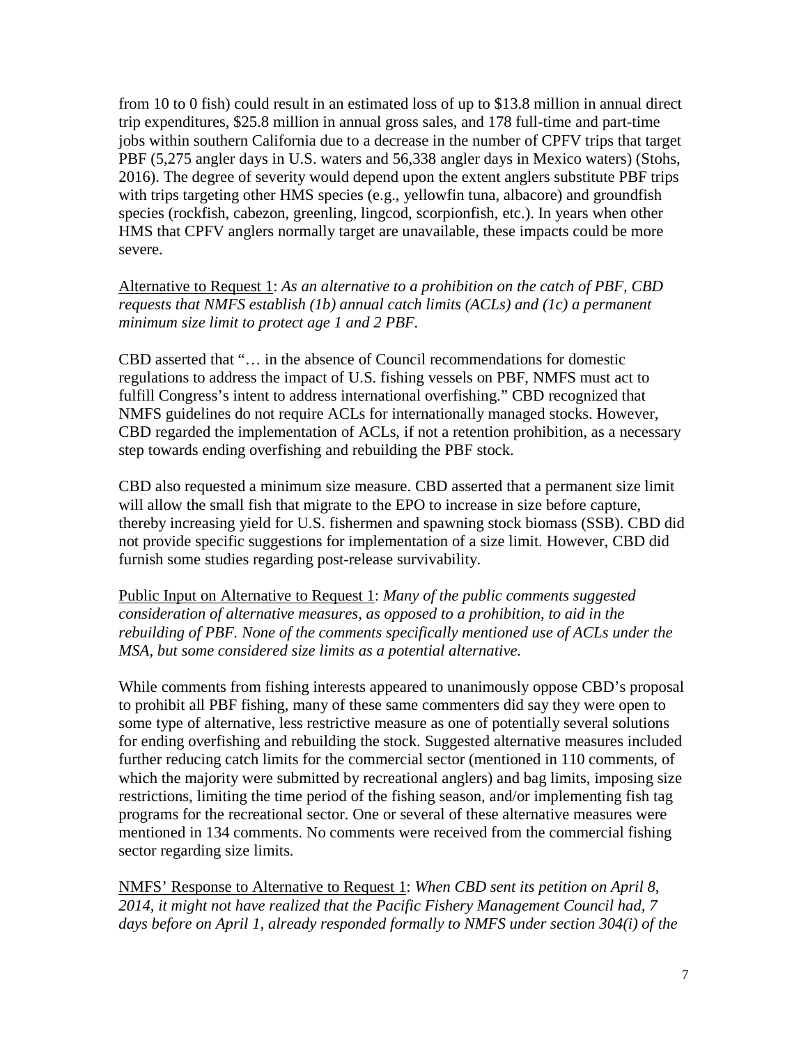from 10 to 0 fish) could result in an estimated loss of up to $13.8 million in annual direct trip expenditures, $25.8 million in annual gross sales, and 178 full-time and part-time jobs within southern California due to a decrease in the number of CPFV trips that target PBF (5,275 angler days in U.S. waters and 56,338 angler days in Mexico waters) (Stohs, 2016). The degree of severity would depend upon the extent anglers substitute PBF trips with trips targeting other HMS species (e.g., yellowfin tuna, albacore) and groundfish species (rockfish, cabezon, greenling, lingcod, scorpionfish, etc.). In years when other HMS that CPFV anglers normally target are unavailable, these impacts could be more severe.

<u>Alternative to Request 1</u>: *As an alternative to a prohibition on the catch of PBF, CBD requests that NMFS establish (1b) annual catch limits (ACLs) and (1c) a permanent minimum size limit to protect age 1 and 2 PBF.*

CBD asserted that "… in the absence of Council recommendations for domestic regulations to address the impact of U.S. fishing vessels on PBF, NMFS must act to fulfill Congress's intent to address international overfishing." CBD recognized that NMFS guidelines do not require ACLs for internationally managed stocks. However, CBD regarded the implementation of ACLs, if not a retention prohibition, as a necessary step towards ending overfishing and rebuilding the PBF stock.

CBD also requested a minimum size measure. CBD asserted that a permanent size limit will allow the small fish that migrate to the EPO to increase in size before capture, thereby increasing yield for U.S. fishermen and spawning stock biomass (SSB). CBD did not provide specific suggestions for implementation of a size limit. However, CBD did furnish some studies regarding post-release survivability.

<u>Public Input on Alternative to Request 1</u>: *Many of the public comments suggested consideration of alternative measures, as opposed to a prohibition, to aid in the rebuilding of PBF. None of the comments specifically mentioned use of ACLs under the MSA, but some considered size limits as a potential alternative.*

While comments from fishing interests appeared to unanimously oppose CBD's proposal to prohibit all PBF fishing, many of these same commenters did say they were open to some type of alternative, less restrictive measure as one of potentially several solutions for ending overfishing and rebuilding the stock. Suggested alternative measures included further reducing catch limits for the commercial sector (mentioned in 110 comments, of which the majority were submitted by recreational anglers) and bag limits, imposing size restrictions, limiting the time period of the fishing season, and/or implementing fish tag programs for the recreational sector. One or several of these alternative measures were mentioned in 134 comments. No comments were received from the commercial fishing sector regarding size limits.

<u>NMFS' Response to Alternative to Request 1</u>: *When CBD sent its petition on April 8, 2014, it might not have realized that the Pacific Fishery Management Council had, 7 days before on April 1, already responded formally to NMFS under section 304(i) of the*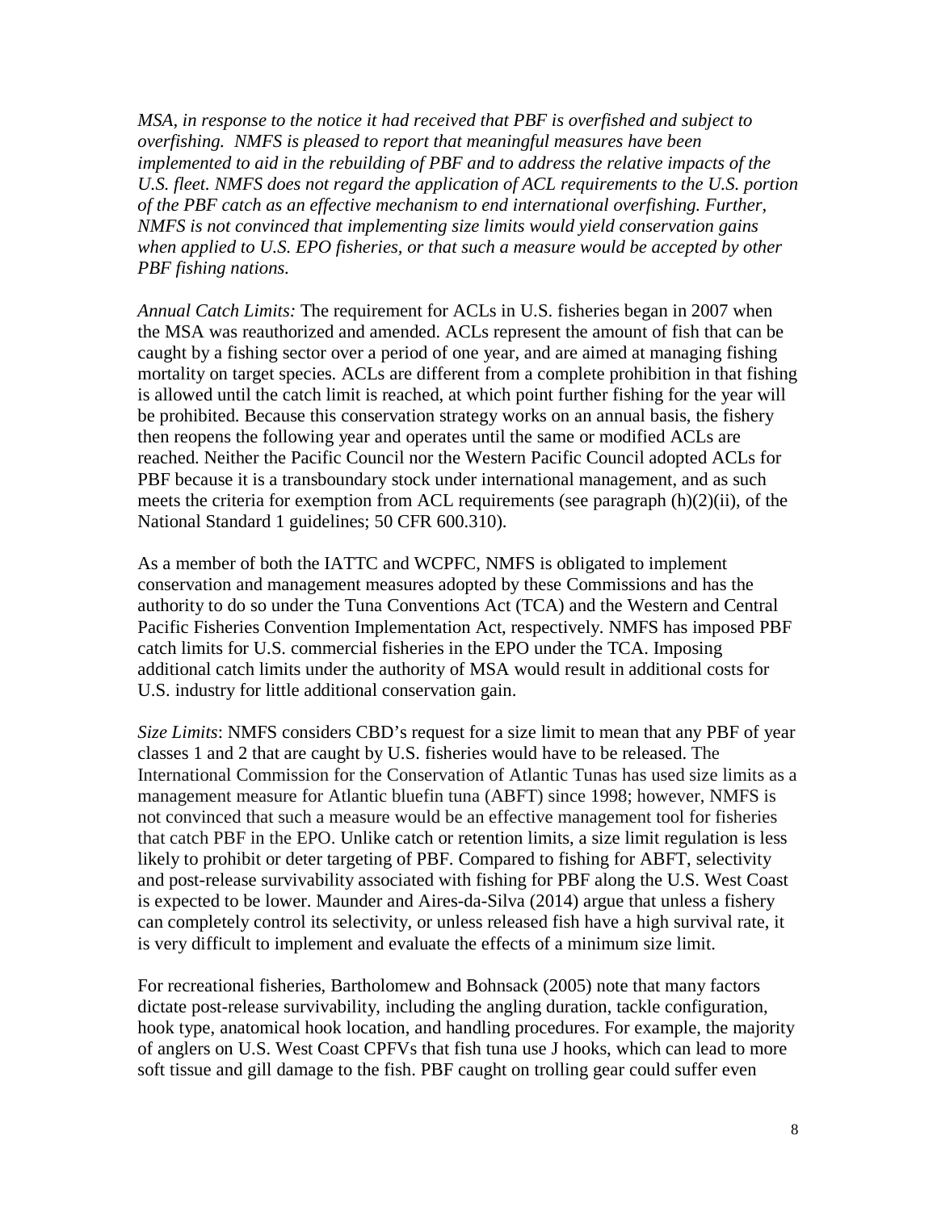*MSA, in response to the notice it had received that PBF is overfished and subject to overfishing. NMFS is pleased to report that meaningful measures have been implemented to aid in the rebuilding of PBF and to address the relative impacts of the U.S. fleet. NMFS does not regard the application of ACL requirements to the U.S. portion of the PBF catch as an effective mechanism to end international overfishing. Further, NMFS is not convinced that implementing size limits would yield conservation gains when applied to U.S. EPO fisheries, or that such a measure would be accepted by other PBF fishing nations.*

*Annual Catch Limits:* The requirement for ACLs in U.S. fisheries began in 2007 when the MSA was reauthorized and amended. ACLs represent the amount of fish that can be caught by a fishing sector over a period of one year, and are aimed at managing fishing mortality on target species. ACLs are different from a complete prohibition in that fishing is allowed until the catch limit is reached, at which point further fishing for the year will be prohibited. Because this conservation strategy works on an annual basis, the fishery then reopens the following year and operates until the same or modified ACLs are reached. Neither the Pacific Council nor the Western Pacific Council adopted ACLs for PBF because it is a transboundary stock under international management, and as such meets the criteria for exemption from ACL requirements (see paragraph (h)(2)(ii), of the National Standard 1 guidelines; 50 CFR 600.310).

As a member of both the IATTC and WCPFC, NMFS is obligated to implement conservation and management measures adopted by these Commissions and has the authority to do so under the Tuna Conventions Act (TCA) and the Western and Central Pacific Fisheries Convention Implementation Act, respectively. NMFS has imposed PBF catch limits for U.S. commercial fisheries in the EPO under the TCA. Imposing additional catch limits under the authority of MSA would result in additional costs for U.S. industry for little additional conservation gain.

*Size Limits*: NMFS considers CBD's request for a size limit to mean that any PBF of year classes 1 and 2 that are caught by U.S. fisheries would have to be released. The International Commission for the Conservation of Atlantic Tunas has used size limits as a management measure for Atlantic bluefin tuna (ABFT) since 1998; however, NMFS is not convinced that such a measure would be an effective management tool for fisheries that catch PBF in the EPO. Unlike catch or retention limits, a size limit regulation is less likely to prohibit or deter targeting of PBF. Compared to fishing for ABFT, selectivity and post-release survivability associated with fishing for PBF along the U.S. West Coast is expected to be lower. Maunder and Aires-da-Silva (2014) argue that unless a fishery can completely control its selectivity, or unless released fish have a high survival rate, it is very difficult to implement and evaluate the effects of a minimum size limit.

For recreational fisheries, Bartholomew and Bohnsack (2005) note that many factors dictate post-release survivability, including the angling duration, tackle configuration, hook type, anatomical hook location, and handling procedures. For example, the majority of anglers on U.S. West Coast CPFVs that fish tuna use J hooks, which can lead to more soft tissue and gill damage to the fish. PBF caught on trolling gear could suffer even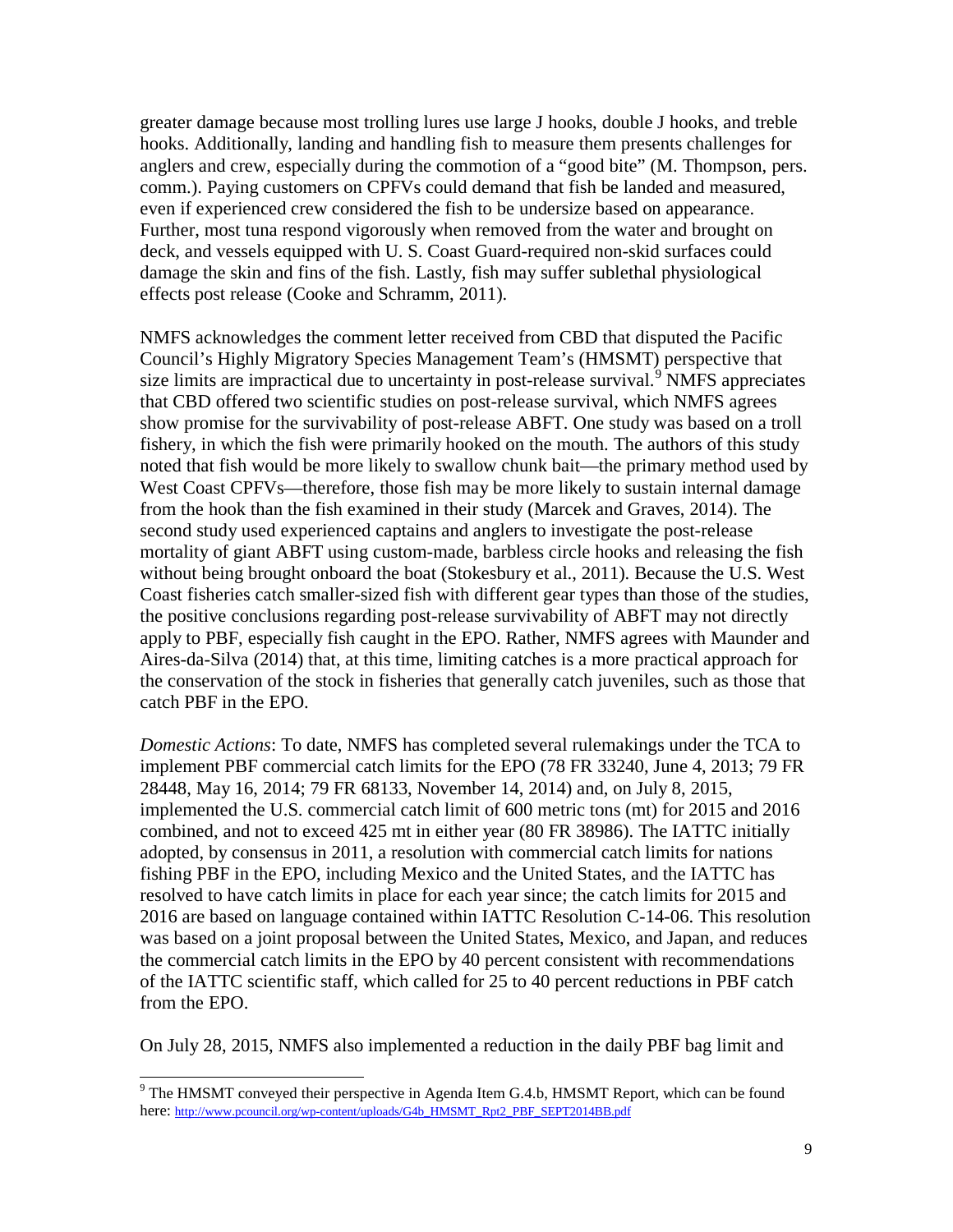greater damage because most trolling lures use large J hooks, double J hooks, and treble hooks. Additionally, landing and handling fish to measure them presents challenges for anglers and crew, especially during the commotion of a "good bite" (M. Thompson, pers. comm.). Paying customers on CPFVs could demand that fish be landed and measured, even if experienced crew considered the fish to be undersize based on appearance. Further, most tuna respond vigorously when removed from the water and brought on deck, and vessels equipped with U. S. Coast Guard-required non-skid surfaces could damage the skin and fins of the fish. Lastly, fish may suffer sublethal physiological effects post release (Cooke and Schramm, 2011).

NMFS acknowledges the comment letter received from CBD that disputed the Pacific Council's Highly Migratory Species Management Team's (HMSMT) perspective that size limits are impractical due to uncertainty in post-release survival.[9] NMFS appreciates that CBD offered two scientific studies on post-release survival, which NMFS agrees show promise for the survivability of post-release ABFT. One study was based on a troll fishery, in which the fish were primarily hooked on the mouth. The authors of this study noted that fish would be more likely to swallow chunk bait—the primary method used by West Coast CPFVs—therefore, those fish may be more likely to sustain internal damage from the hook than the fish examined in their study (Marcek and Graves, 2014). The second study used experienced captains and anglers to investigate the post-release mortality of giant ABFT using custom-made, barbless circle hooks and releasing the fish without being brought onboard the boat (Stokesbury et al., 2011). Because the U.S. West Coast fisheries catch smaller-sized fish with different gear types than those of the studies, the positive conclusions regarding post-release survivability of ABFT may not directly apply to PBF, especially fish caught in the EPO. Rather, NMFS agrees with Maunder and Aires-da-Silva (2014) that, at this time, limiting catches is a more practical approach for the conservation of the stock in fisheries that generally catch juveniles, such as those that catch PBF in the EPO.

*Domestic Actions*: To date, NMFS has completed several rulemakings under the TCA to implement PBF commercial catch limits for the EPO (78 FR 33240, June 4, 2013; 79 FR 28448, May 16, 2014; 79 FR 68133, November 14, 2014) and, on July 8, 2015, implemented the U.S. commercial catch limit of 600 metric tons (mt) for 2015 and 2016 combined, and not to exceed 425 mt in either year (80 FR 38986). The IATTC initially adopted, by consensus in 2011, a resolution with commercial catch limits for nations fishing PBF in the EPO, including Mexico and the United States, and the IATTC has resolved to have catch limits in place for each year since; the catch limits for 2015 and 2016 are based on language contained within IATTC Resolution C-14-06. This resolution was based on a joint proposal between the United States, Mexico, and Japan, and reduces the commercial catch limits in the EPO by 40 percent consistent with recommendations of the IATTC scientific staff, which called for 25 to 40 percent reductions in PBF catch from the EPO.

On July 28, 2015, NMFS also implemented a reduction in the daily PBF bag limit and

[9] The HMSMT conveyed their perspective in Agenda Item G.4.b, HMSMT Report, which can be found here: http://www.pcouncil.org/wp-content/uploads/G4b_HMSMT_Rpt2_PBF_SEPT2014BB.pdf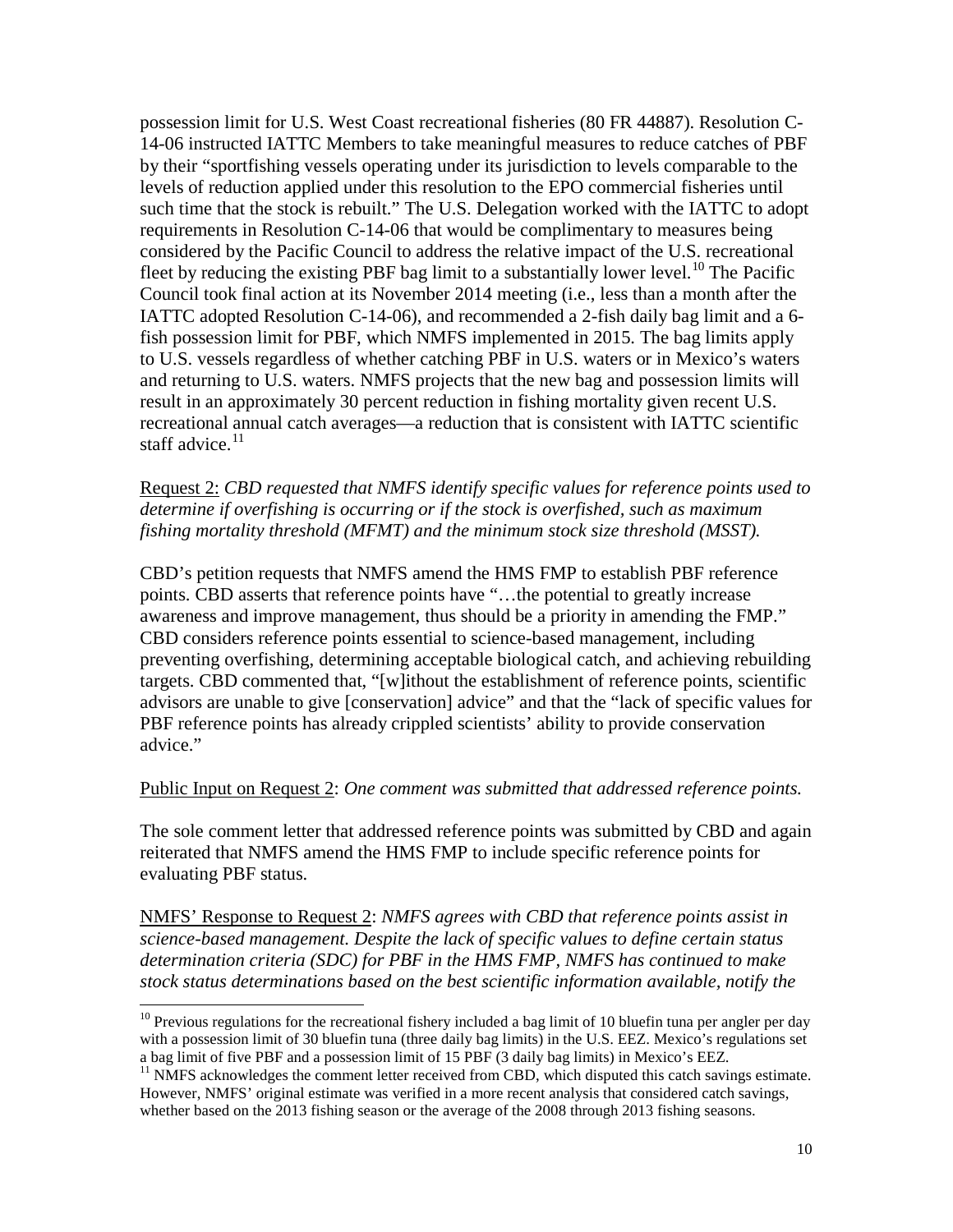possession limit for U.S. West Coast recreational fisheries (80 FR 44887). Resolution C-14-06 instructed IATTC Members to take meaningful measures to reduce catches of PBF by their "sportfishing vessels operating under its jurisdiction to levels comparable to the levels of reduction applied under this resolution to the EPO commercial fisheries until such time that the stock is rebuilt." The U.S. Delegation worked with the IATTC to adopt requirements in Resolution C-14-06 that would be complimentary to measures being considered by the Pacific Council to address the relative impact of the U.S. recreational fleet by reducing the existing PBF bag limit to a substantially lower level.[10] The Pacific Council took final action at its November 2014 meeting (i.e., less than a month after the IATTC adopted Resolution C-14-06), and recommended a 2-fish daily bag limit and a 6-fish possession limit for PBF, which NMFS implemented in 2015. The bag limits apply to U.S. vessels regardless of whether catching PBF in U.S. waters or in Mexico's waters and returning to U.S. waters. NMFS projects that the new bag and possession limits will result in an approximately 30 percent reduction in fishing mortality given recent U.S. recreational annual catch averages—a reduction that is consistent with IATTC scientific staff advice.[11]

<u>Request 2</u>: *CBD requested that NMFS identify specific values for reference points used to determine if overfishing is occurring or if the stock is overfished, such as maximum fishing mortality threshold (MFMT) and the minimum stock size threshold (MSST).*

CBD's petition requests that NMFS amend the HMS FMP to establish PBF reference points. CBD asserts that reference points have "…the potential to greatly increase awareness and improve management, thus should be a priority in amending the FMP." CBD considers reference points essential to science-based management, including preventing overfishing, determining acceptable biological catch, and achieving rebuilding targets. CBD commented that, "[w]ithout the establishment of reference points, scientific advisors are unable to give [conservation] advice" and that the "lack of specific values for PBF reference points has already crippled scientists' ability to provide conservation advice."

<u>Public Input on Request 2</u>: *One comment was submitted that addressed reference points.*

The sole comment letter that addressed reference points was submitted by CBD and again reiterated that NMFS amend the HMS FMP to include specific reference points for evaluating PBF status.

<u>NMFS' Response to Request 2</u>: *NMFS agrees with CBD that reference points assist in science-based management. Despite the lack of specific values to define certain status determination criteria (SDC) for PBF in the HMS FMP, NMFS has continued to make stock status determinations based on the best scientific information available, notify the*

[10] Previous regulations for the recreational fishery included a bag limit of 10 bluefin tuna per angler per day with a possession limit of 30 bluefin tuna (three daily bag limits) in the U.S. EEZ. Mexico's regulations set a bag limit of five PBF and a possession limit of 15 PBF (3 daily bag limits) in Mexico's EEZ.

[11] NMFS acknowledges the comment letter received from CBD, which disputed this catch savings estimate. However, NMFS' original estimate was verified in a more recent analysis that considered catch savings, whether based on the 2013 fishing season or the average of the 2008 through 2013 fishing seasons.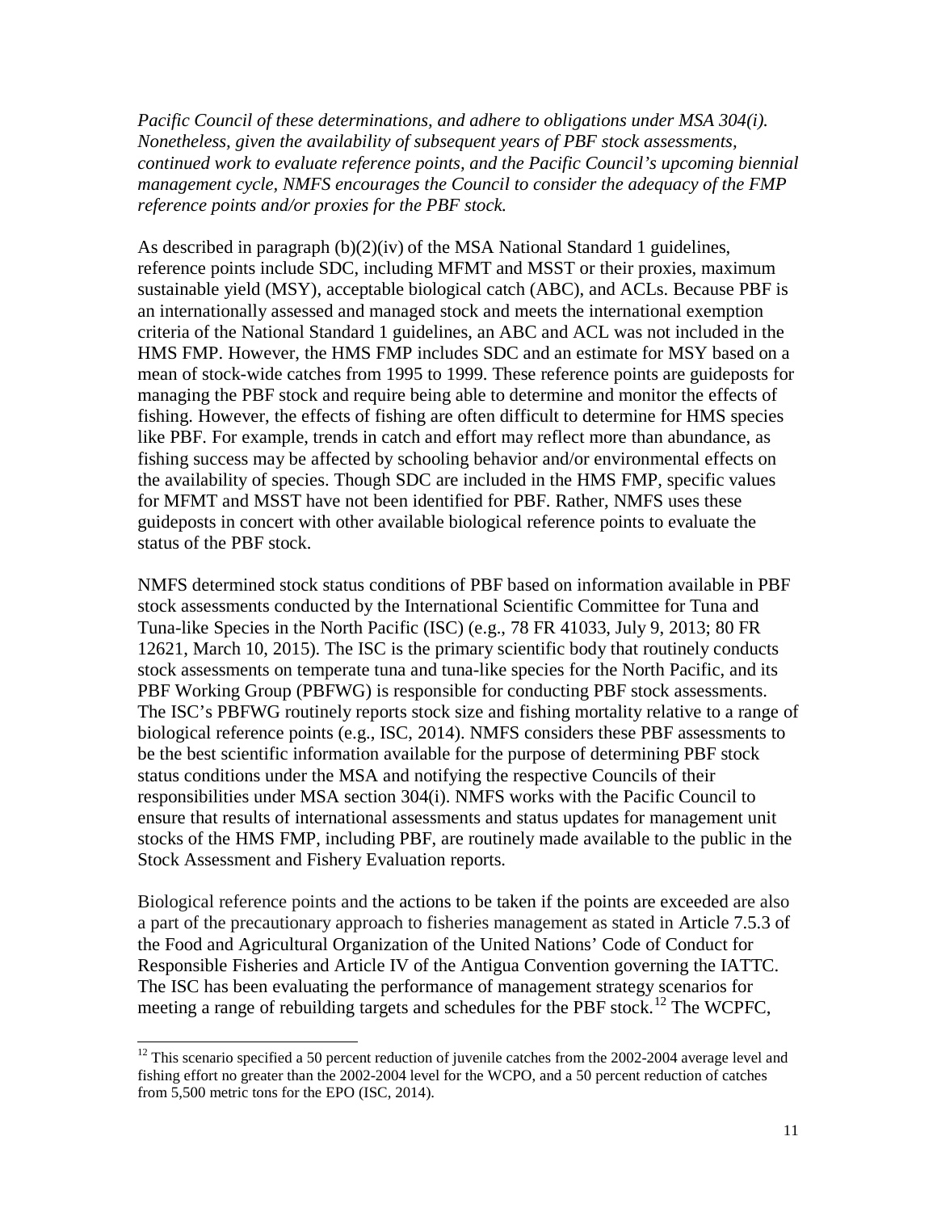*Pacific Council of these determinations, and adhere to obligations under MSA 304(i). Nonetheless, given the availability of subsequent years of PBF stock assessments, continued work to evaluate reference points, and the Pacific Council's upcoming biennial management cycle, NMFS encourages the Council to consider the adequacy of the FMP reference points and/or proxies for the PBF stock.*

As described in paragraph (b)(2)(iv) of the MSA National Standard 1 guidelines, reference points include SDC, including MFMT and MSST or their proxies, maximum sustainable yield (MSY), acceptable biological catch (ABC), and ACLs. Because PBF is an internationally assessed and managed stock and meets the international exemption criteria of the National Standard 1 guidelines, an ABC and ACL was not included in the HMS FMP. However, the HMS FMP includes SDC and an estimate for MSY based on a mean of stock-wide catches from 1995 to 1999. These reference points are guideposts for managing the PBF stock and require being able to determine and monitor the effects of fishing. However, the effects of fishing are often difficult to determine for HMS species like PBF. For example, trends in catch and effort may reflect more than abundance, as fishing success may be affected by schooling behavior and/or environmental effects on the availability of species. Though SDC are included in the HMS FMP, specific values for MFMT and MSST have not been identified for PBF. Rather, NMFS uses these guideposts in concert with other available biological reference points to evaluate the status of the PBF stock.

NMFS determined stock status conditions of PBF based on information available in PBF stock assessments conducted by the International Scientific Committee for Tuna and Tuna-like Species in the North Pacific (ISC) (e.g., 78 FR 41033, July 9, 2013; 80 FR 12621, March 10, 2015). The ISC is the primary scientific body that routinely conducts stock assessments on temperate tuna and tuna-like species for the North Pacific, and its PBF Working Group (PBFWG) is responsible for conducting PBF stock assessments. The ISC's PBFWG routinely reports stock size and fishing mortality relative to a range of biological reference points (e.g., ISC, 2014). NMFS considers these PBF assessments to be the best scientific information available for the purpose of determining PBF stock status conditions under the MSA and notifying the respective Councils of their responsibilities under MSA section 304(i). NMFS works with the Pacific Council to ensure that results of international assessments and status updates for management unit stocks of the HMS FMP, including PBF, are routinely made available to the public in the Stock Assessment and Fishery Evaluation reports.

Biological reference points and the actions to be taken if the points are exceeded are also a part of the precautionary approach to fisheries management as stated in Article 7.5.3 of the Food and Agricultural Organization of the United Nations' Code of Conduct for Responsible Fisheries and Article IV of the Antigua Convention governing the IATTC. The ISC has been evaluating the performance of management strategy scenarios for meeting a range of rebuilding targets and schedules for the PBF stock.[12] The WCPFC,

[12] This scenario specified a 50 percent reduction of juvenile catches from the 2002-2004 average level and fishing effort no greater than the 2002-2004 level for the WCPO, and a 50 percent reduction of catches from 5,500 metric tons for the EPO (ISC, 2014).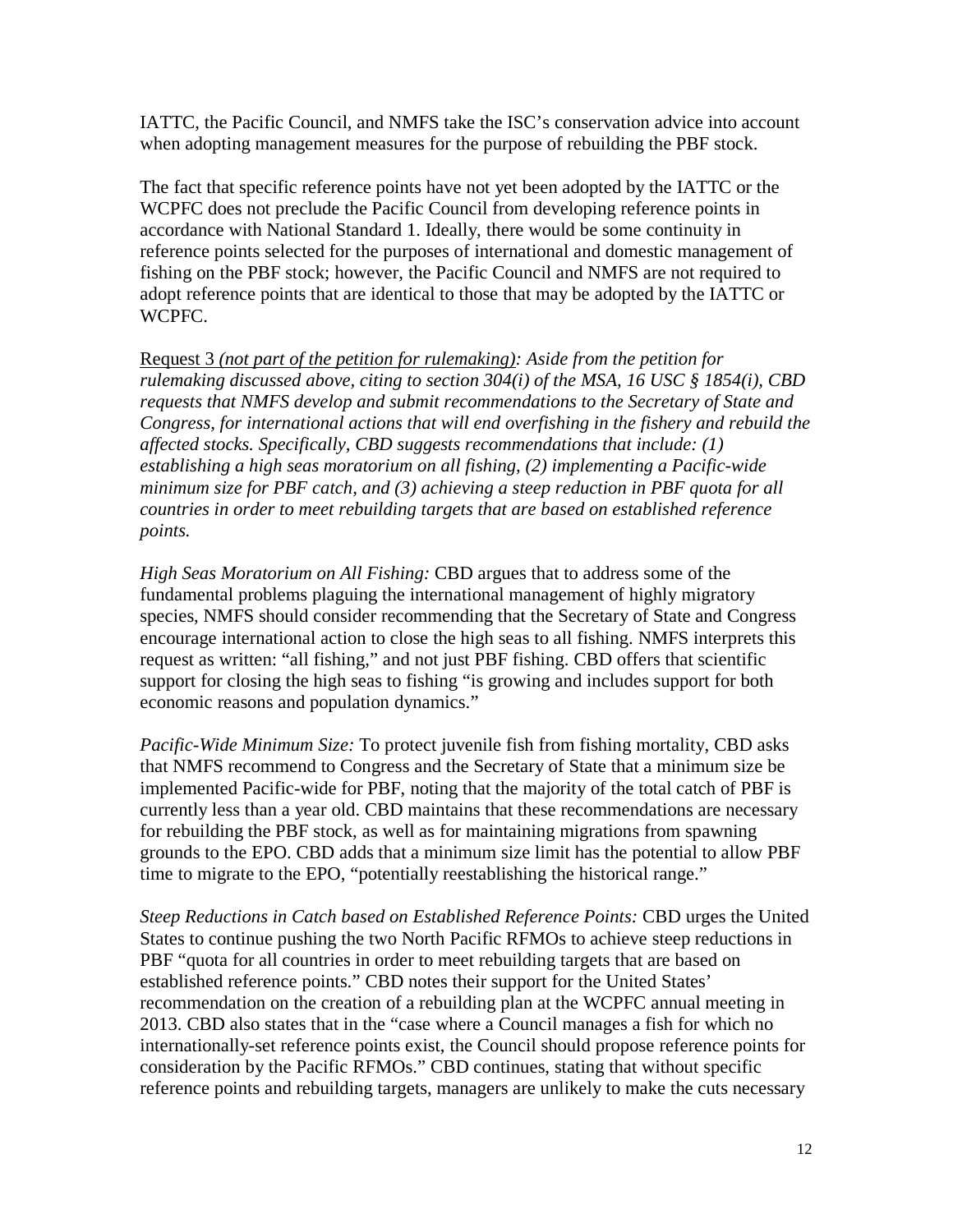IATTC, the Pacific Council, and NMFS take the ISC's conservation advice into account when adopting management measures for the purpose of rebuilding the PBF stock.

The fact that specific reference points have not yet been adopted by the IATTC or the WCPFC does not preclude the Pacific Council from developing reference points in accordance with National Standard 1. Ideally, there would be some continuity in reference points selected for the purposes of international and domestic management of fishing on the PBF stock; however, the Pacific Council and NMFS are not required to adopt reference points that are identical to those that may be adopted by the IATTC or WCPFC.

Request 3 *(not part of the petition for rulemaking): Aside from the petition for rulemaking discussed above, citing to section 304(i) of the MSA, 16 USC § 1854(i), CBD requests that NMFS develop and submit recommendations to the Secretary of State and Congress, for international actions that will end overfishing in the fishery and rebuild the affected stocks. Specifically, CBD suggests recommendations that include: (1) establishing a high seas moratorium on all fishing, (2) implementing a Pacific-wide minimum size for PBF catch, and (3) achieving a steep reduction in PBF quota for all countries in order to meet rebuilding targets that are based on established reference points.*

*High Seas Moratorium on All Fishing:* CBD argues that to address some of the fundamental problems plaguing the international management of highly migratory species, NMFS should consider recommending that the Secretary of State and Congress encourage international action to close the high seas to all fishing. NMFS interprets this request as written: "all fishing," and not just PBF fishing. CBD offers that scientific support for closing the high seas to fishing "is growing and includes support for both economic reasons and population dynamics."

*Pacific-Wide Minimum Size:* To protect juvenile fish from fishing mortality, CBD asks that NMFS recommend to Congress and the Secretary of State that a minimum size be implemented Pacific-wide for PBF, noting that the majority of the total catch of PBF is currently less than a year old. CBD maintains that these recommendations are necessary for rebuilding the PBF stock, as well as for maintaining migrations from spawning grounds to the EPO. CBD adds that a minimum size limit has the potential to allow PBF time to migrate to the EPO, "potentially reestablishing the historical range."

*Steep Reductions in Catch based on Established Reference Points:* CBD urges the United States to continue pushing the two North Pacific RFMOs to achieve steep reductions in PBF "quota for all countries in order to meet rebuilding targets that are based on established reference points." CBD notes their support for the United States' recommendation on the creation of a rebuilding plan at the WCPFC annual meeting in 2013. CBD also states that in the "case where a Council manages a fish for which no internationally-set reference points exist, the Council should propose reference points for consideration by the Pacific RFMOs." CBD continues, stating that without specific reference points and rebuilding targets, managers are unlikely to make the cuts necessary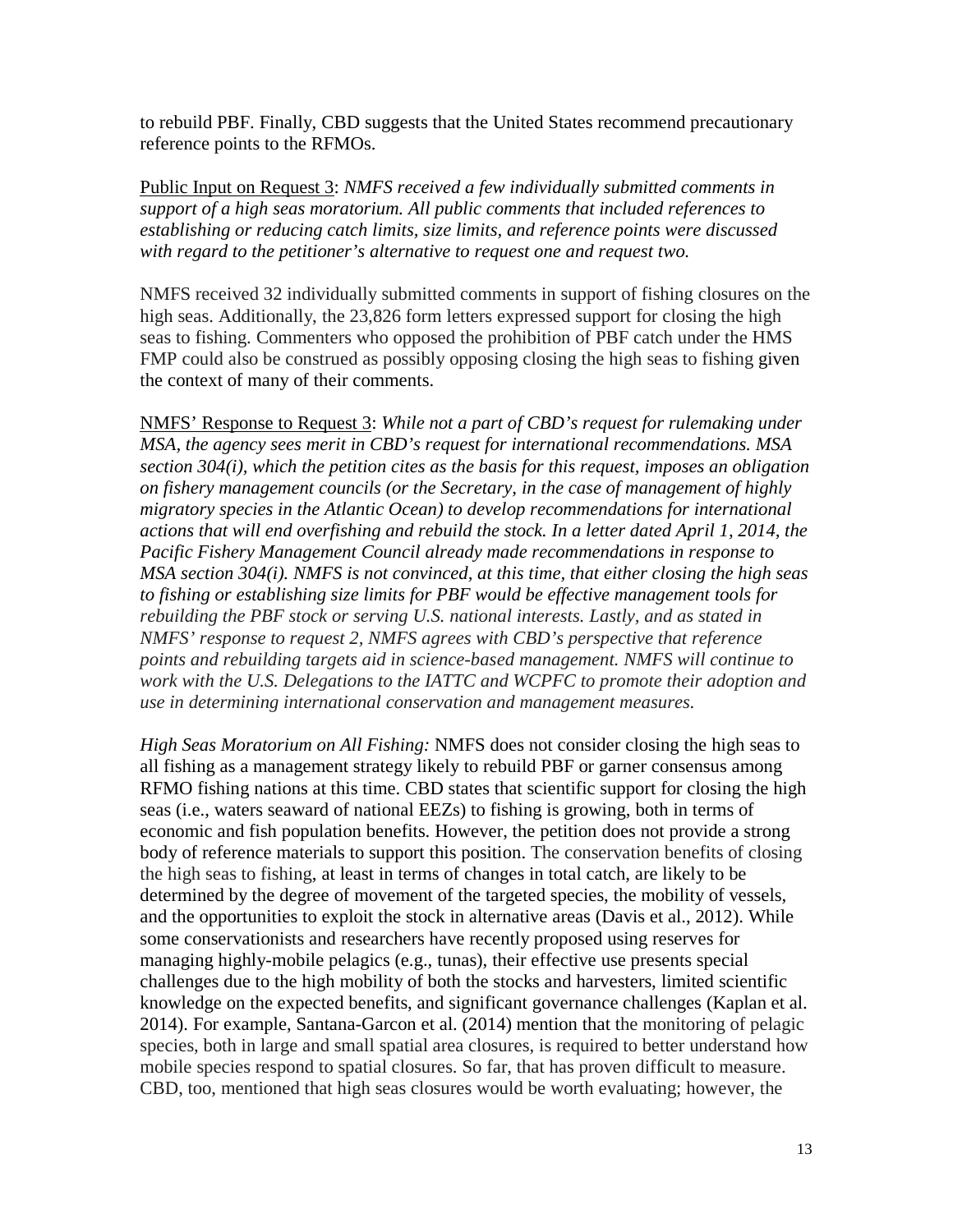to rebuild PBF. Finally, CBD suggests that the United States recommend precautionary reference points to the RFMOs.

Public Input on Request 3: *NMFS received a few individually submitted comments in support of a high seas moratorium. All public comments that included references to establishing or reducing catch limits, size limits, and reference points were discussed with regard to the petitioner's alternative to request one and request two.*

NMFS received 32 individually submitted comments in support of fishing closures on the high seas. Additionally, the 23,826 form letters expressed support for closing the high seas to fishing. Commenters who opposed the prohibition of PBF catch under the HMS FMP could also be construed as possibly opposing closing the high seas to fishing given the context of many of their comments.

NMFS' Response to Request 3: *While not a part of CBD's request for rulemaking under MSA, the agency sees merit in CBD's request for international recommendations. MSA section 304(i), which the petition cites as the basis for this request, imposes an obligation on fishery management councils (or the Secretary, in the case of management of highly migratory species in the Atlantic Ocean) to develop recommendations for international actions that will end overfishing and rebuild the stock. In a letter dated April 1, 2014, the Pacific Fishery Management Council already made recommendations in response to MSA section 304(i). NMFS is not convinced, at this time, that either closing the high seas to fishing or establishing size limits for PBF would be effective management tools for rebuilding the PBF stock or serving U.S. national interests. Lastly, and as stated in NMFS' response to request 2, NMFS agrees with CBD's perspective that reference points and rebuilding targets aid in science-based management. NMFS will continue to work with the U.S. Delegations to the IATTC and WCPFC to promote their adoption and use in determining international conservation and management measures.*

*High Seas Moratorium on All Fishing:* NMFS does not consider closing the high seas to all fishing as a management strategy likely to rebuild PBF or garner consensus among RFMO fishing nations at this time. CBD states that scientific support for closing the high seas (i.e., waters seaward of national EEZs) to fishing is growing, both in terms of economic and fish population benefits. However, the petition does not provide a strong body of reference materials to support this position. The conservation benefits of closing the high seas to fishing, at least in terms of changes in total catch, are likely to be determined by the degree of movement of the targeted species, the mobility of vessels, and the opportunities to exploit the stock in alternative areas (Davis et al., 2012). While some conservationists and researchers have recently proposed using reserves for managing highly-mobile pelagics (e.g., tunas), their effective use presents special challenges due to the high mobility of both the stocks and harvesters, limited scientific knowledge on the expected benefits, and significant governance challenges (Kaplan et al. 2014). For example, Santana-Garcon et al. (2014) mention that the monitoring of pelagic species, both in large and small spatial area closures, is required to better understand how mobile species respond to spatial closures. So far, that has proven difficult to measure. CBD, too, mentioned that high seas closures would be worth evaluating; however, the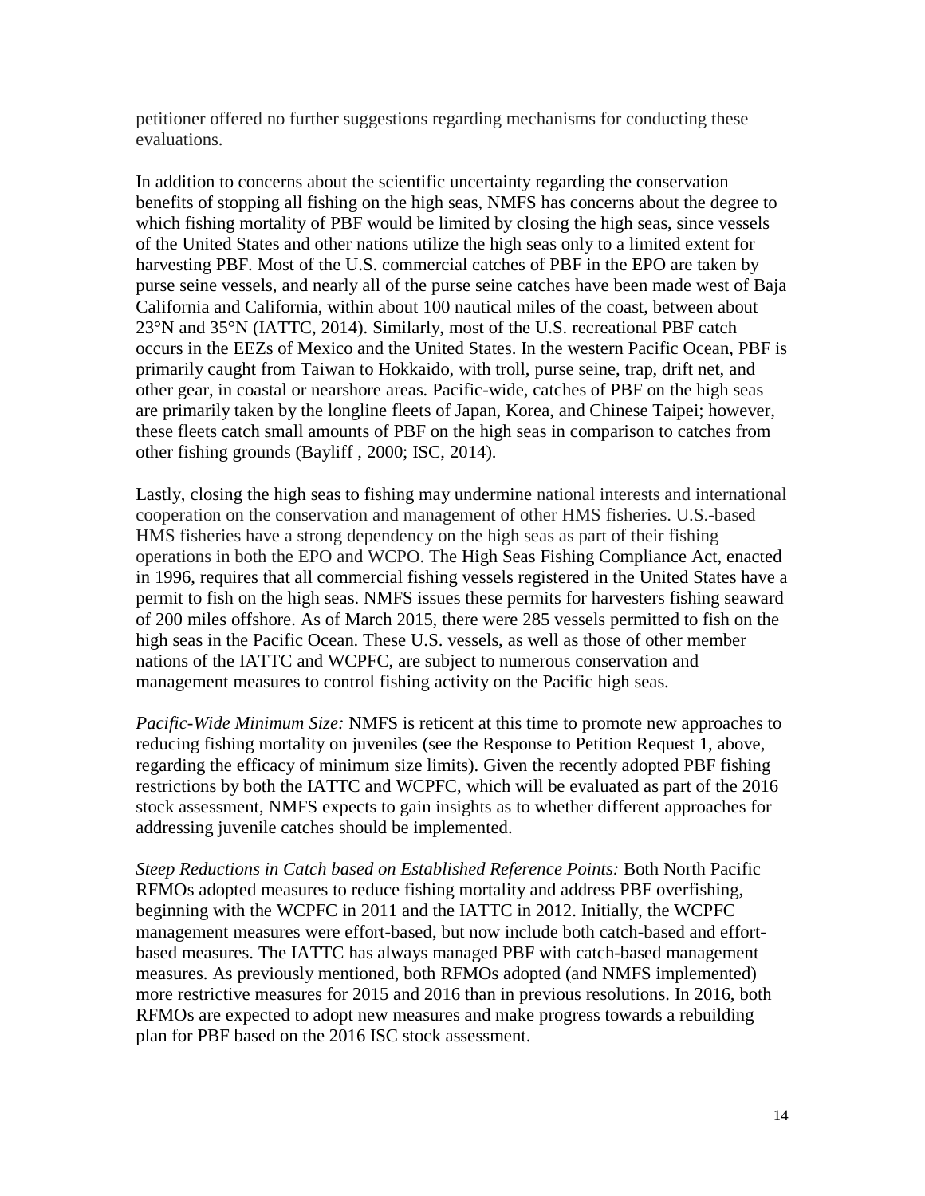petitioner offered no further suggestions regarding mechanisms for conducting these evaluations.

In addition to concerns about the scientific uncertainty regarding the conservation benefits of stopping all fishing on the high seas, NMFS has concerns about the degree to which fishing mortality of PBF would be limited by closing the high seas, since vessels of the United States and other nations utilize the high seas only to a limited extent for harvesting PBF. Most of the U.S. commercial catches of PBF in the EPO are taken by purse seine vessels, and nearly all of the purse seine catches have been made west of Baja California and California, within about 100 nautical miles of the coast, between about 23°N and 35°N (IATTC, 2014). Similarly, most of the U.S. recreational PBF catch occurs in the EEZs of Mexico and the United States. In the western Pacific Ocean, PBF is primarily caught from Taiwan to Hokkaido, with troll, purse seine, trap, drift net, and other gear, in coastal or nearshore areas. Pacific-wide, catches of PBF on the high seas are primarily taken by the longline fleets of Japan, Korea, and Chinese Taipei; however, these fleets catch small amounts of PBF on the high seas in comparison to catches from other fishing grounds (Bayliff , 2000; ISC, 2014).

Lastly, closing the high seas to fishing may undermine national interests and international cooperation on the conservation and management of other HMS fisheries. U.S.-based HMS fisheries have a strong dependency on the high seas as part of their fishing operations in both the EPO and WCPO. The High Seas Fishing Compliance Act, enacted in 1996, requires that all commercial fishing vessels registered in the United States have a permit to fish on the high seas. NMFS issues these permits for harvesters fishing seaward of 200 miles offshore. As of March 2015, there were 285 vessels permitted to fish on the high seas in the Pacific Ocean. These U.S. vessels, as well as those of other member nations of the IATTC and WCPFC, are subject to numerous conservation and management measures to control fishing activity on the Pacific high seas.

*Pacific-Wide Minimum Size:* NMFS is reticent at this time to promote new approaches to reducing fishing mortality on juveniles (see the Response to Petition Request 1, above, regarding the efficacy of minimum size limits). Given the recently adopted PBF fishing restrictions by both the IATTC and WCPFC, which will be evaluated as part of the 2016 stock assessment, NMFS expects to gain insights as to whether different approaches for addressing juvenile catches should be implemented.

*Steep Reductions in Catch based on Established Reference Points:* Both North Pacific RFMOs adopted measures to reduce fishing mortality and address PBF overfishing, beginning with the WCPFC in 2011 and the IATTC in 2012. Initially, the WCPFC management measures were effort-based, but now include both catch-based and effort-based measures. The IATTC has always managed PBF with catch-based management measures. As previously mentioned, both RFMOs adopted (and NMFS implemented) more restrictive measures for 2015 and 2016 than in previous resolutions. In 2016, both RFMOs are expected to adopt new measures and make progress towards a rebuilding plan for PBF based on the 2016 ISC stock assessment.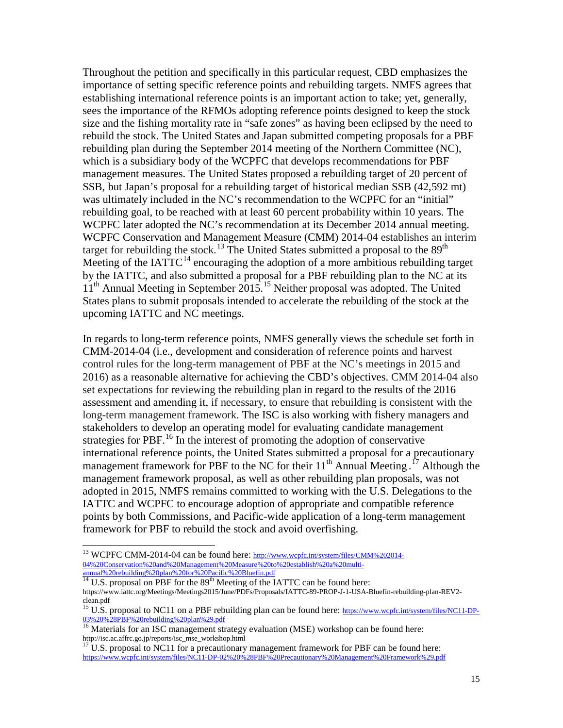Throughout the petition and specifically in this particular request, CBD emphasizes the importance of setting specific reference points and rebuilding targets. NMFS agrees that establishing international reference points is an important action to take; yet, generally, sees the importance of the RFMOs adopting reference points designed to keep the stock size and the fishing mortality rate in "safe zones" as having been eclipsed by the need to rebuild the stock. The United States and Japan submitted competing proposals for a PBF rebuilding plan during the September 2014 meeting of the Northern Committee (NC), which is a subsidiary body of the WCPFC that develops recommendations for PBF management measures. The United States proposed a rebuilding target of 20 percent of SSB, but Japan's proposal for a rebuilding target of historical median SSB (42,592 mt) was ultimately included in the NC's recommendation to the WCPFC for an "initial" rebuilding goal, to be reached with at least 60 percent probability within 10 years. The WCPFC later adopted the NC's recommendation at its December 2014 annual meeting. WCPFC Conservation and Management Measure (CMM) 2014-04 establishes an interim target for rebuilding the stock.[13] The United States submitted a proposal to the 89th Meeting of the IATTC[14] encouraging the adoption of a more ambitious rebuilding target by the IATTC, and also submitted a proposal for a PBF rebuilding plan to the NC at its 11th Annual Meeting in September 2015.[15] Neither proposal was adopted. The United States plans to submit proposals intended to accelerate the rebuilding of the stock at the upcoming IATTC and NC meetings.

In regards to long-term reference points, NMFS generally views the schedule set forth in CMM-2014-04 (i.e., development and consideration of reference points and harvest control rules for the long-term management of PBF at the NC's meetings in 2015 and 2016) as a reasonable alternative for achieving the CBD's objectives. CMM 2014-04 also set expectations for reviewing the rebuilding plan in regard to the results of the 2016 assessment and amending it, if necessary, to ensure that rebuilding is consistent with the long-term management framework. The ISC is also working with fishery managers and stakeholders to develop an operating model for evaluating candidate management strategies for PBF.[16] In the interest of promoting the adoption of conservative international reference points, the United States submitted a proposal for a precautionary management framework for PBF to the NC for their 11th Annual Meeting.[17] Although the management framework proposal, as well as other rebuilding plan proposals, was not adopted in 2015, NMFS remains committed to working with the U.S. Delegations to the IATTC and WCPFC to encourage adoption of appropriate and compatible reference points by both Commissions, and Pacific-wide application of a long-term management framework for PBF to rebuild the stock and avoid overfishing.

---

[13] WCPFC CMM-2014-04 can be found here: http://www.wcpfc.int/system/files/CMM%202014-04%20Conservation%20and%20Management%20Measure%20to%20establish%20a%20multi-annual%20rebuilding%20plan%20for%20Pacific%20Bluefin.pdf

[14] U.S. proposal on PBF for the 89th Meeting of the IATTC can be found here: https://www.iattc.org/Meetings/Meetings2015/June/PDFs/Proposals/IATTC-89-PROP-J-1-USA-Bluefin-rebuilding-plan-REV2-clean.pdf

[15] U.S. proposal to NC11 on a PBF rebuilding plan can be found here: https://www.wcpfc.int/system/files/NC11-DP-03%20%28PBF%20rebuilding%20plan%29.pdf

[16] Materials for an ISC management strategy evaluation (MSE) workshop can be found here: http://isc.ac.affrc.go.jp/reports/isc_mse_workshop.html

[17] U.S. proposal to NC11 for a precautionary management framework for PBF can be found here: https://www.wcpfc.int/system/files/NC11-DP-02%20%28PBF%20Precautionary%20Management%20Framework%29.pdf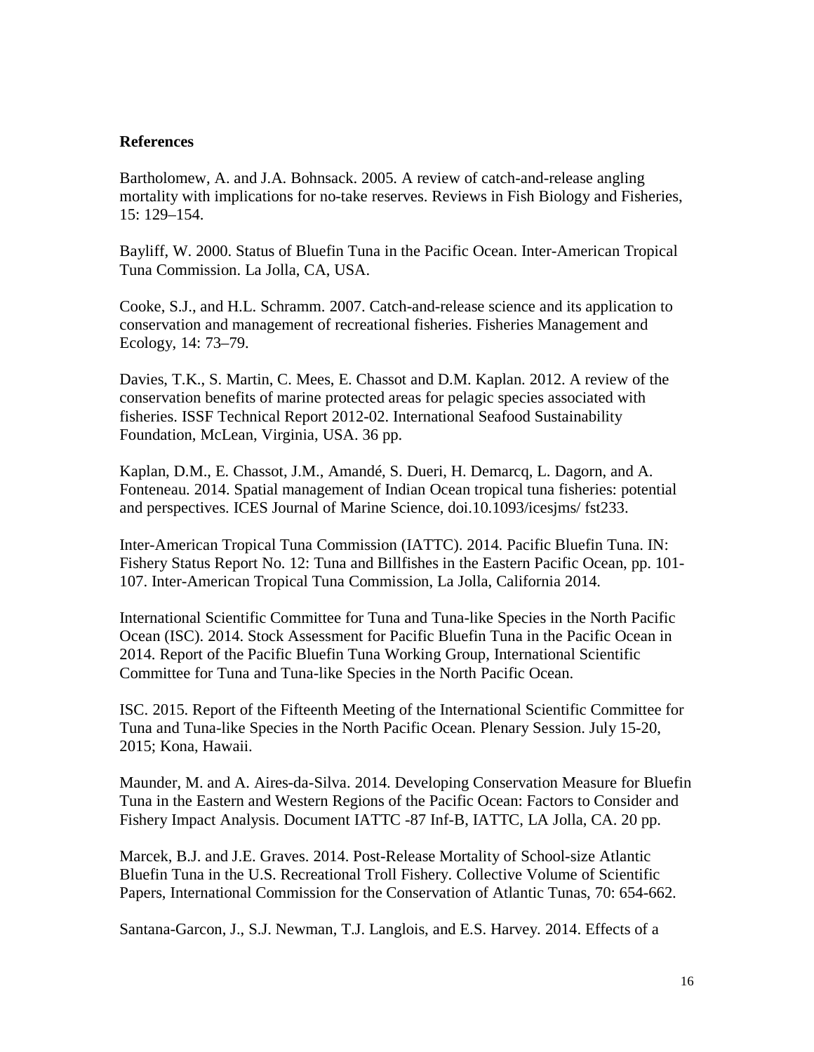## References

Bartholomew, A. and J.A. Bohnsack. 2005. A review of catch-and-release angling mortality with implications for no-take reserves. Reviews in Fish Biology and Fisheries, 15: 129–154.

Bayliff, W. 2000. Status of Bluefin Tuna in the Pacific Ocean. Inter-American Tropical Tuna Commission. La Jolla, CA, USA.

Cooke, S.J., and H.L. Schramm. 2007. Catch-and-release science and its application to conservation and management of recreational fisheries. Fisheries Management and Ecology, 14: 73–79.

Davies, T.K., S. Martin, C. Mees, E. Chassot and D.M. Kaplan. 2012. A review of the conservation benefits of marine protected areas for pelagic species associated with fisheries. ISSF Technical Report 2012-02. International Seafood Sustainability Foundation, McLean, Virginia, USA. 36 pp.

Kaplan, D.M., E. Chassot, J.M., Amandé, S. Dueri, H. Demarcq, L. Dagorn, and A. Fonteneau. 2014. Spatial management of Indian Ocean tropical tuna fisheries: potential and perspectives. ICES Journal of Marine Science, doi.10.1093/icesjms/ fst233.

Inter-American Tropical Tuna Commission (IATTC). 2014. Pacific Bluefin Tuna. IN: Fishery Status Report No. 12: Tuna and Billfishes in the Eastern Pacific Ocean, pp. 101-107. Inter-American Tropical Tuna Commission, La Jolla, California 2014.

International Scientific Committee for Tuna and Tuna-like Species in the North Pacific Ocean (ISC). 2014. Stock Assessment for Pacific Bluefin Tuna in the Pacific Ocean in 2014. Report of the Pacific Bluefin Tuna Working Group, International Scientific Committee for Tuna and Tuna-like Species in the North Pacific Ocean.

ISC. 2015. Report of the Fifteenth Meeting of the International Scientific Committee for Tuna and Tuna-like Species in the North Pacific Ocean. Plenary Session. July 15-20, 2015; Kona, Hawaii.

Maunder, M. and A. Aires-da-Silva. 2014. Developing Conservation Measure for Bluefin Tuna in the Eastern and Western Regions of the Pacific Ocean: Factors to Consider and Fishery Impact Analysis. Document IATTC -87 Inf-B, IATTC, LA Jolla, CA. 20 pp.

Marcek, B.J. and J.E. Graves. 2014. Post-Release Mortality of School-size Atlantic Bluefin Tuna in the U.S. Recreational Troll Fishery. Collective Volume of Scientific Papers, International Commission for the Conservation of Atlantic Tunas, 70: 654-662.

Santana-Garcon, J., S.J. Newman, T.J. Langlois, and E.S. Harvey. 2014. Effects of a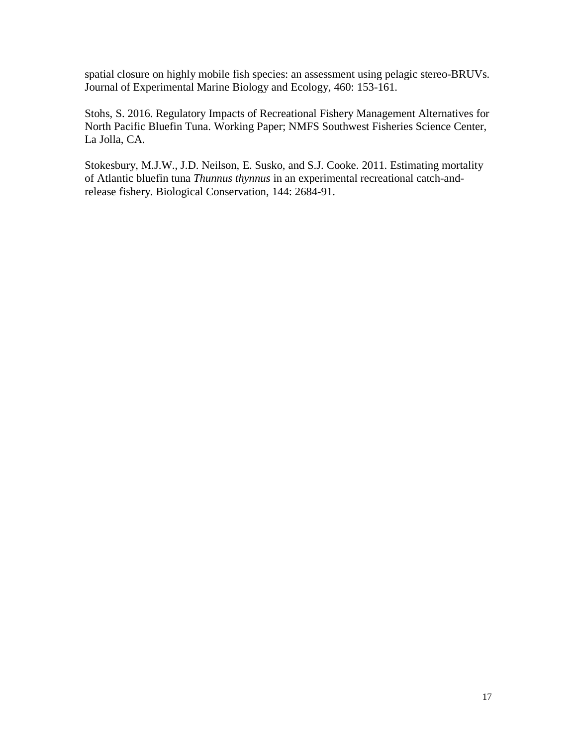spatial closure on highly mobile fish species: an assessment using pelagic stereo-BRUVs. Journal of Experimental Marine Biology and Ecology, 460: 153-161.

Stohs, S. 2016. Regulatory Impacts of Recreational Fishery Management Alternatives for North Pacific Bluefin Tuna. Working Paper; NMFS Southwest Fisheries Science Center, La Jolla, CA.

Stokesbury, M.J.W., J.D. Neilson, E. Susko, and S.J. Cooke. 2011. Estimating mortality of Atlantic bluefin tuna *Thunnus thynnus* in an experimental recreational catch-and-release fishery. Biological Conservation, 144: 2684-91.